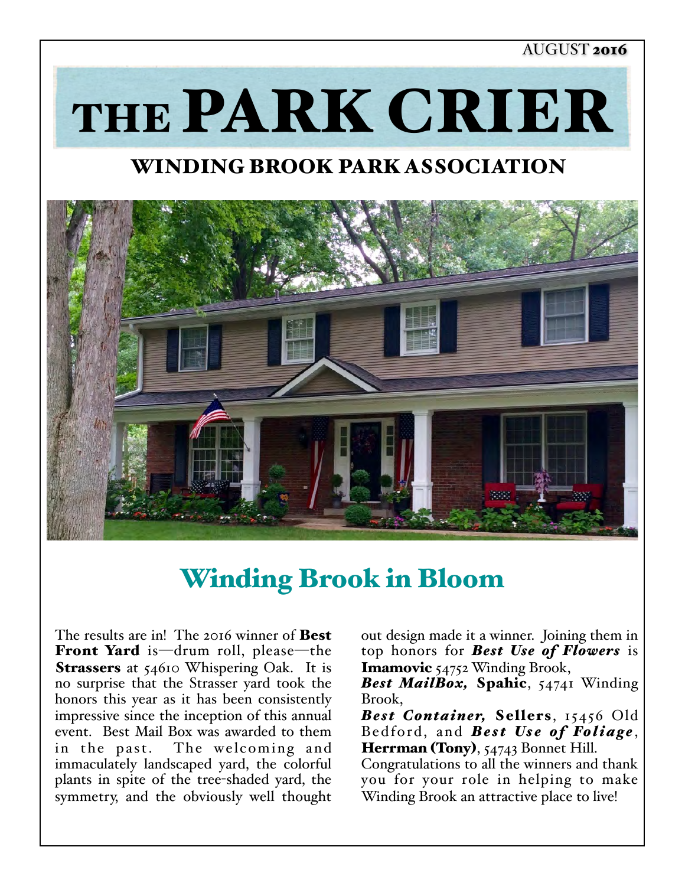AUGUST **2016**

# THE PARK CRIER

## WINDING BROOK PARK ASSOCIATION

## Winding Brook in Bloom

The results are in! The 2016 winner of **Best Front Yard** is—drum roll, please—the **Strassers** at 54610 Whispering Oak. It is no surprise that the Strasser yard took the honors this year as it has been consistently impressive since the inception of this annual event. Best Mail Box was awarded to them in the past. The welcoming and immaculately landscaped yard, the colorful plants in spite of the tree-shaded yard, the symmetry, and the obviously well thought out design made it a winner. Joining them in top honors for ***Best Use of Flowers*** is **Imamovic** 54752 Winding Brook,

***Best MailBox,*** **Spahic**, 54741 Winding Brook,

***Best Container,*** **Sellers**, 15456 Old Bedford, and ***Best Use of Foliage***, **Herrman (Tony)**, 54743 Bonnet Hill.

Congratulations to all the winners and thank you for your role in helping to make Winding Brook an attractive place to live!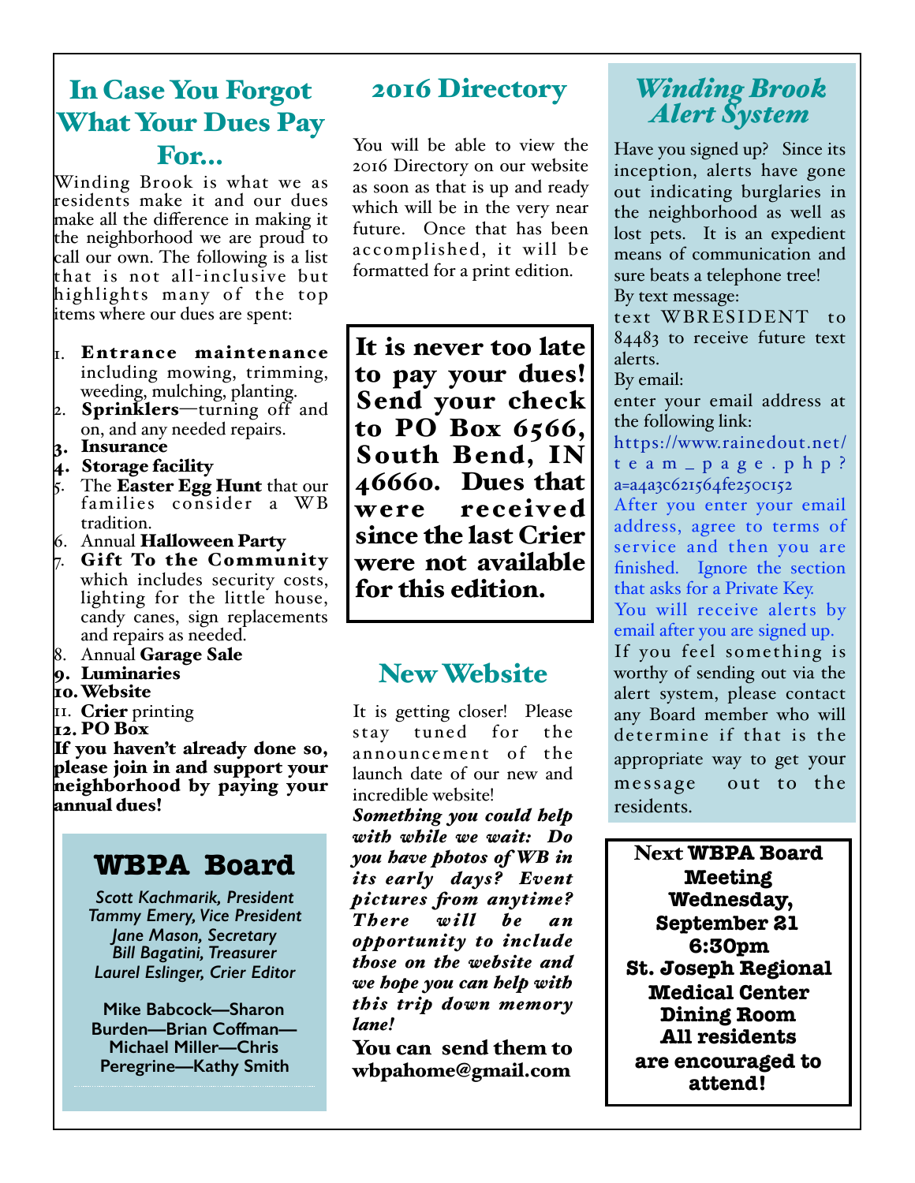## In Case You Forgot What Your Dues Pay For…

Winding Brook is what we as residents make it and our dues make all the difference in making it the neighborhood we are proud to call our own. The following is a list that is not all-inclusive but highlights many of the top items where our dues are spent:

1. **Entrance maintenance** including mowing, trimming, weeding, mulching, planting.
2. **Sprinklers**—turning off and on, and any needed repairs.
3. **Insurance**
4. **Storage facility**
5. The **Easter Egg Hunt** that our families consider a WB tradition.
6. Annual **Halloween Party**
7. **Gift To the Community** which includes security costs, lighting for the little house, candy canes, sign replacements and repairs as needed.
8. Annual **Garage Sale**
9. **Luminaries**
10. **Website**
11. **Crier** printing
12. **PO Box**

**If you haven't already done so, please join in and support your neighborhood by paying your annual dues!**

## WBPA Board

*Scott Kachmarik, President*
*Tammy Emery, Vice President*
*Jane Mason, Secretary*
*Bill Bagatini, Treasurer*
*Laurel Eslinger, Crier Editor*

**Mike Babcock—Sharon Burden—Brian Coffman—Michael Miller—Chris Peregrine—Kathy Smith**

## 2016 Directory

You will be able to view the 2016 Directory on our website as soon as that is up and ready which will be in the very near future. Once that has been accomplished, it will be formatted for a print edition.

**It is never too late to pay your dues! Send your check to PO Box 6566, South Bend, IN 46660. Dues that were received since the last Crier were not available for this edition.**

## New Website

It is getting closer! Please stay tuned for the announcement of the launch date of our new and incredible website!

***Something you could help with while we wait: Do you have photos of WB in its early days? Event pictures from anytime? There will be an opportunity to include those on the website and we hope you can help with this trip down memory lane!***

**You can send them to wbpahome@gmail.com**

## *Winding Brook Alert System*

Have you signed up? Since its inception, alerts have gone out indicating burglaries in the neighborhood as well as lost pets. It is an expedient means of communication and sure beats a telephone tree!

By text message:
text WBRESIDENT to 84483 to receive future text alerts.

By email:
enter your email address at the following link:
https://www.rainedout.net/team_page.php?a=a4a3c621564fe250c152

After you enter your email address, agree to terms of service and then you are finished. Ignore the section that asks for a Private Key.

You will receive alerts by email after you are signed up.

If you feel something is worthy of sending out via the alert system, please contact any Board member who will determine if that is the appropriate way to get your message out to the residents.

**Next WBPA Board Meeting**
**Wednesday, September 21**
**6:30pm**
**St. Joseph Regional Medical Center Dining Room**
**All residents are encouraged to attend!**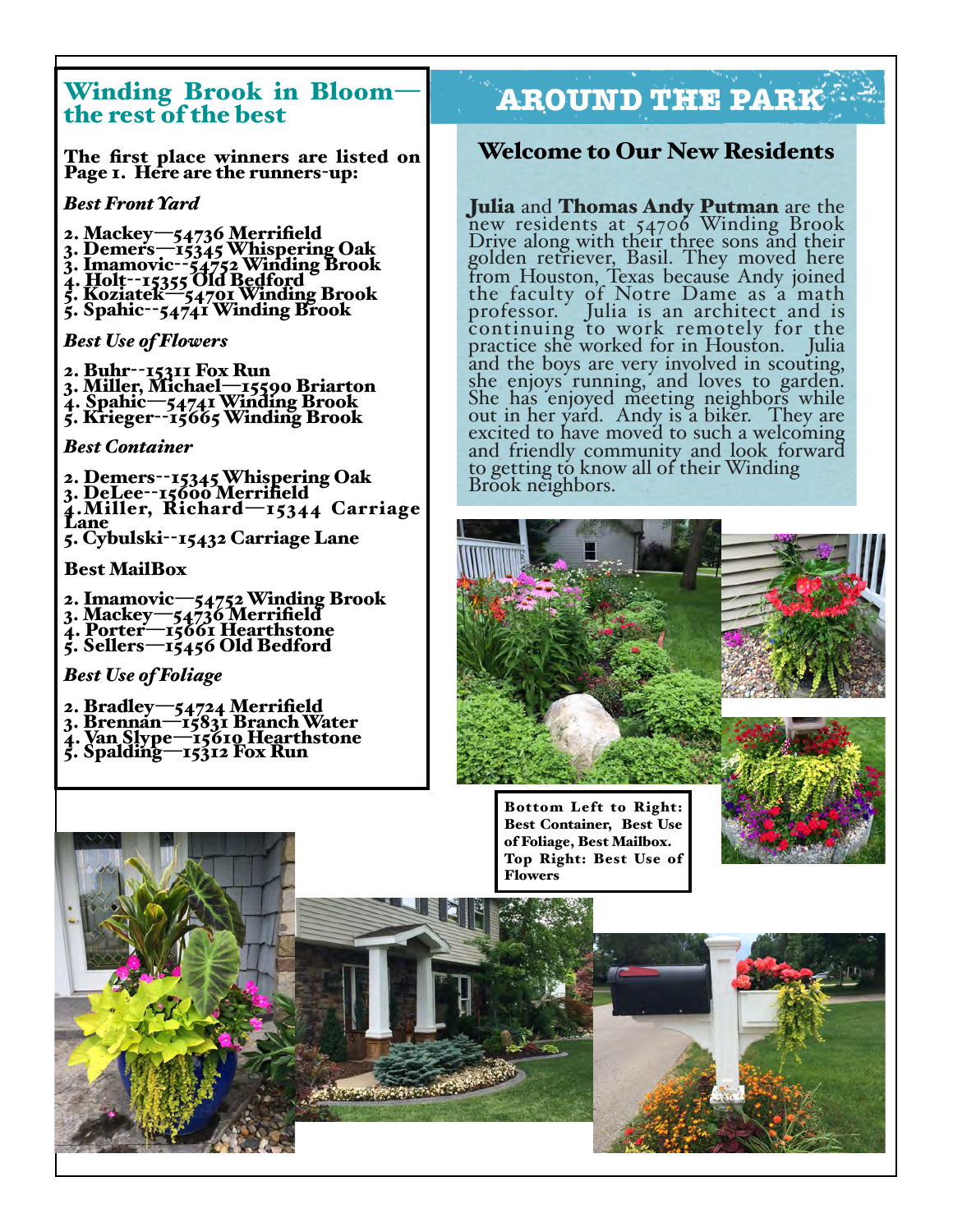## Winding Brook in Bloom—the rest of the best

**The first place winners are listed on Page 1. Here are the runners-up:**

### *Best Front Yard*

**2. Mackey—54736 Merrifield**
**3. Demers—15345 Whispering Oak**
**3. Imamovic--54752 Winding Brook**
**4. Holt--15355 Old Bedford**
**5. Koziatek—54701 Winding Brook**
**5. Spahic--54741 Winding Brook**

### *Best Use of Flowers*

**2. Buhr--15311 Fox Run**
**3. Miller, Michael—15590 Briarton**
**4. Spahic—54741 Winding Brook**
**5. Krieger--15665 Winding Brook**

### *Best Container*

**2. Demers--15345 Whispering Oak**
**3. DeLee--15600 Merrifield**
**4. Miller, Richard—15344 Carriage Lane**
**5. Cybulski--15432 Carriage Lane**

### Best MailBox

**2. Imamovic—54752 Winding Brook**
**3. Mackey—54736 Merrifield**
**4. Porter—15661 Hearthstone**
**5. Sellers—15456 Old Bedford**

### *Best Use of Foliage*

**2. Bradley—54724 Merrifield**
**3. Brennan—15831 Branch Water**
**4. Van Slype—15610 Hearthstone**
**5. Spalding—15312 Fox Run**

# AROUND THE PARK

## Welcome to Our New Residents

**Julia** and **Thomas Andy Putman** are the new residents at 54706 Winding Brook Drive along with their three sons and their golden retriever, Basil. They moved here from Houston, Texas because Andy joined the faculty of Notre Dame as a math professor. Julia is an architect and is continuing to work remotely for the practice she worked for in Houston. Julia and the boys are very involved in scouting, she enjoys running, and loves to garden. She has enjoyed meeting neighbors while out in her yard. Andy is a biker. They are excited to have moved to such a welcoming and friendly community and look forward to getting to know all of their Winding Brook neighbors.

**Bottom Left to Right: Best Container, Best Use of Foliage, Best Mailbox. Top Right: Best Use of Flowers**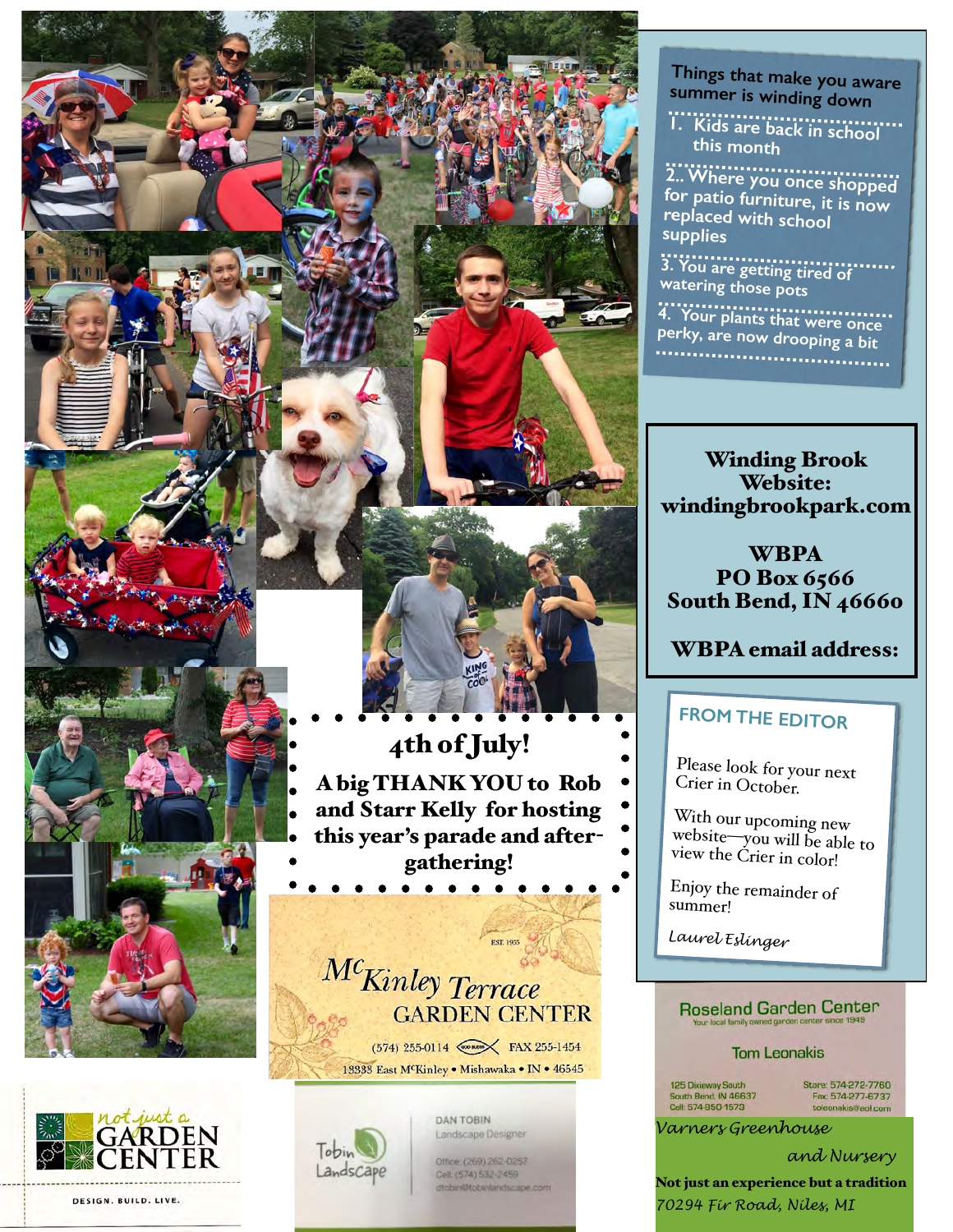Things that make you aware summer is winding down

1. Kids are back in school this month

2.. Where you once shopped for patio furniture, it is now replaced with school supplies

3. You are getting tired of watering those pots

4. Your plants that were once perky, are now drooping a bit

**Winding Brook Website: windingbrookpark.com**

**WBPA**
**PO Box 6566**
**South Bend, IN 46660**

**WBPA email address:**

## FROM THE EDITOR

Please look for your next Crier in October.

With our upcoming new website—you will be able to view the Crier in color!

Enjoy the remainder of summer!

*Laurel Eslinger*

## 4th of July!

**A big THANK YOU to Rob and Starr Kelly for hosting this year's parade and after-gathering!**

EST. 1955

McKinley Terrace
GARDEN CENTER

(574) 255-0114 FAX 255-1454

13333 East McKinley • Mishawaka • IN • 46545

Roseland Garden Center
Your local family owned garden center since 1949

Tom Leonakis

125 Dixieway South
South Bend, IN 46637
Cell: 574-850-1573

Store: 574-272-7760
Fax: 574-277-6737
toleonakis@aol.com

not just a GARDEN CENTER

DESIGN. BUILD. LIVE.

Tobin Landscape

DAN TOBIN
Landscape Designer

Office: (269) 262-0257
Cell: (574) 532-2459
dtobin@tobinlandscape.com

*Varners Greenhouse and Nursery*

**Not just an experience but a tradition**

*70294 Fir Road, Niles, MI*